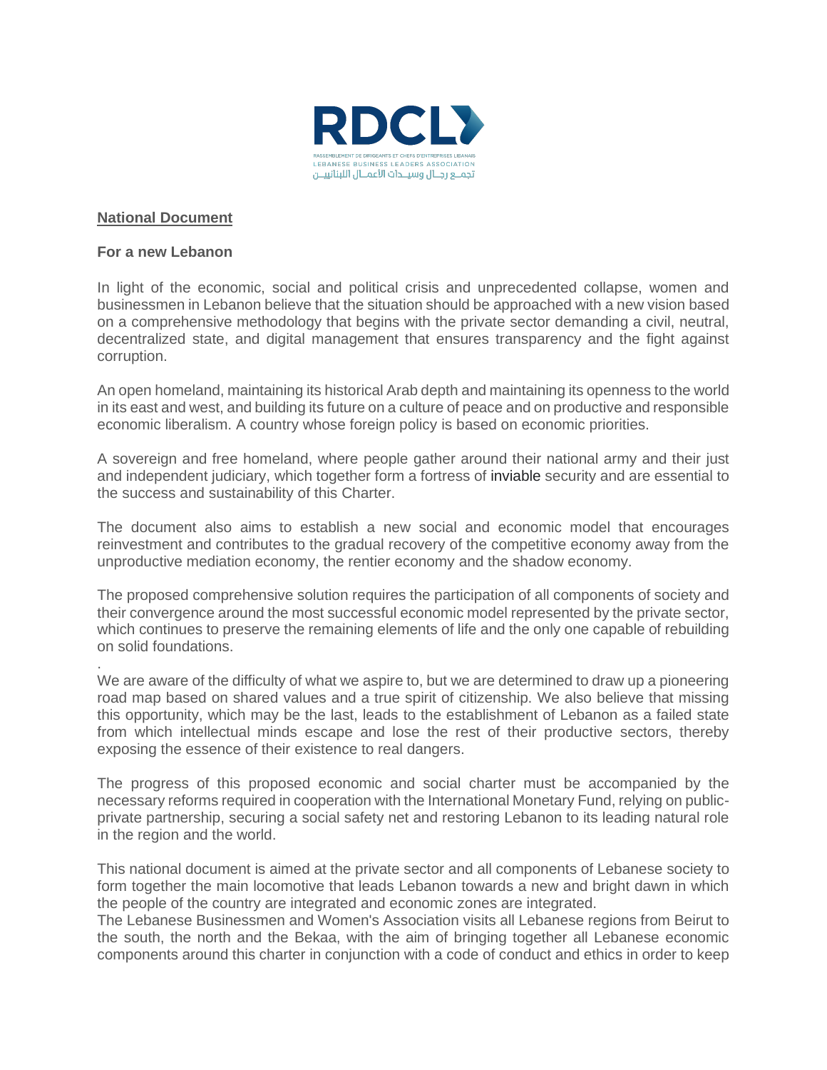RDCL

RASSEMBLEMENT DE DIRIGEANTS ET CHEFS D'ENTREPRISES LIBANAIS
LEBANESE BUSINESS LEADERS ASSOCIATION
تجمع رجال وسيدات الأعمال اللبنانيين

**National Document**

**For a new Lebanon**

In light of the economic, social and political crisis and unprecedented collapse, women and businessmen in Lebanon believe that the situation should be approached with a new vision based on a comprehensive methodology that begins with the private sector demanding a civil, neutral, decentralized state, and digital management that ensures transparency and the fight against corruption.

An open homeland, maintaining its historical Arab depth and maintaining its openness to the world in its east and west, and building its future on a culture of peace and on productive and responsible economic liberalism. A country whose foreign policy is based on economic priorities.

A sovereign and free homeland, where people gather around their national army and their just and independent judiciary, which together form a fortress of inviable security and are essential to the success and sustainability of this Charter.

The document also aims to establish a new social and economic model that encourages reinvestment and contributes to the gradual recovery of the competitive economy away from the unproductive mediation economy, the rentier economy and the shadow economy.

The proposed comprehensive solution requires the participation of all components of society and their convergence around the most successful economic model represented by the private sector, which continues to preserve the remaining elements of life and the only one capable of rebuilding on solid foundations.

.

We are aware of the difficulty of what we aspire to, but we are determined to draw up a pioneering road map based on shared values and a true spirit of citizenship. We also believe that missing this opportunity, which may be the last, leads to the establishment of Lebanon as a failed state from which intellectual minds escape and lose the rest of their productive sectors, thereby exposing the essence of their existence to real dangers.

The progress of this proposed economic and social charter must be accompanied by the necessary reforms required in cooperation with the International Monetary Fund, relying on public-private partnership, securing a social safety net and restoring Lebanon to its leading natural role in the region and the world.

This national document is aimed at the private sector and all components of Lebanese society to form together the main locomotive that leads Lebanon towards a new and bright dawn in which the people of the country are integrated and economic zones are integrated.
The Lebanese Businessmen and Women's Association visits all Lebanese regions from Beirut to the south, the north and the Bekaa, with the aim of bringing together all Lebanese economic components around this charter in conjunction with a code of conduct and ethics in order to keep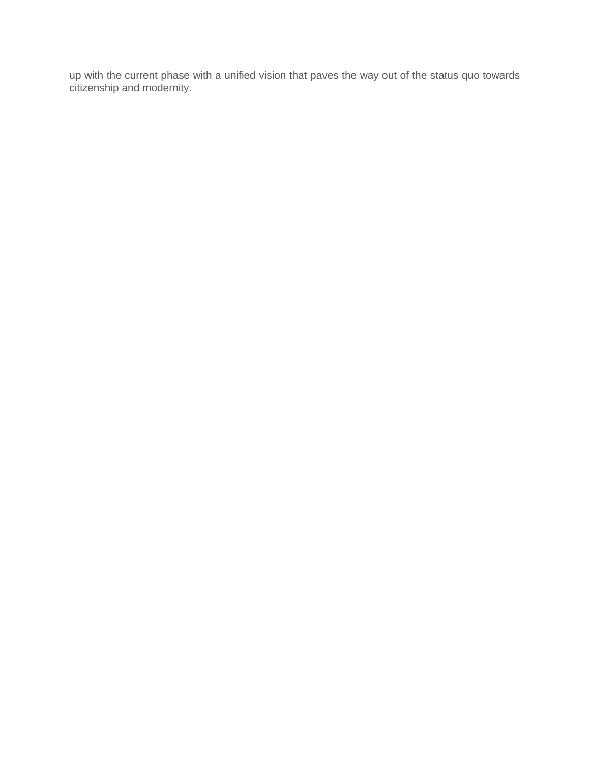up with the current phase with a unified vision that paves the way out of the status quo towards citizenship and modernity.